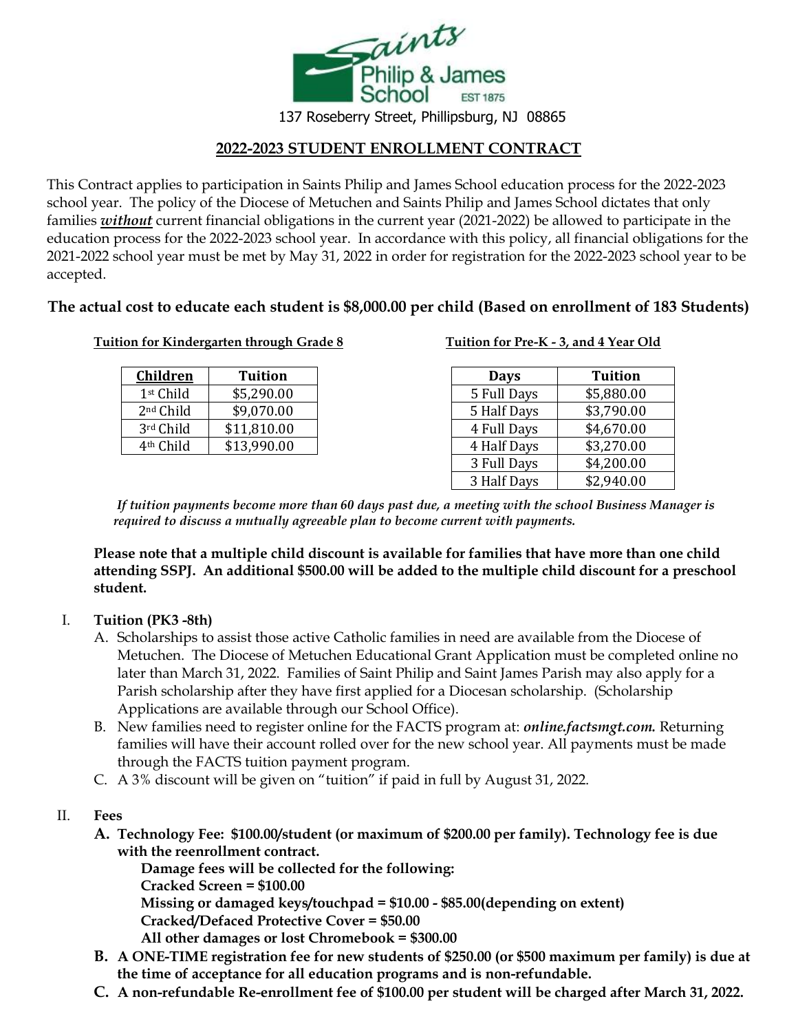Saints Philip & James School EST 1875

137 Roseberry Street, Phillipsburg, NJ 08865

# 2022-2023 STUDENT ENROLLMENT CONTRACT

This Contract applies to participation in Saints Philip and James School education process for the 2022-2023 school year. The policy of the Diocese of Metuchen and Saints Philip and James School dictates that only families ***without*** current financial obligations in the current year (2021-2022) be allowed to participate in the education process for the 2022-2023 school year. In accordance with this policy, all financial obligations for the 2021-2022 school year must be met by May 31, 2022 in order for registration for the 2022-2023 school year to be accepted.

**The actual cost to educate each student is $8,000.00 per child (Based on enrollment of 183 Students)**

**Tuition for Kindergarten through Grade 8**

| Children | Tuition |
|---|---|
| 1st Child | $5,290.00 |
| 2nd Child | $9,070.00 |
| 3rd Child | $11,810.00 |
| 4th Child | $13,990.00 |

**Tuition for Pre-K - 3, and 4 Year Old**

| Days | Tuition |
|---|---|
| 5 Full Days | $5,880.00 |
| 5 Half Days | $3,790.00 |
| 4 Full Days | $4,670.00 |
| 4 Half Days | $3,270.00 |
| 3 Full Days | $4,200.00 |
| 3 Half Days | $2,940.00 |

***If tuition payments become more than 60 days past due, a meeting with the school Business Manager is required to discuss a mutually agreeable plan to become current with payments.***

**Please note that a multiple child discount is available for families that have more than one child attending SSPJ. An additional $500.00 will be added to the multiple child discount for a preschool student.**

I. **Tuition (PK3 -8th)**
   A. Scholarships to assist those active Catholic families in need are available from the Diocese of Metuchen. The Diocese of Metuchen Educational Grant Application must be completed online no later than March 31, 2022. Families of Saint Philip and Saint James Parish may also apply for a Parish scholarship after they have first applied for a Diocesan scholarship. (Scholarship Applications are available through our School Office).
   B. New families need to register online for the FACTS program at: ***online.factsmgt.com.*** Returning families will have their account rolled over for the new school year. All payments must be made through the FACTS tuition payment program.
   C. A 3% discount will be given on "tuition" if paid in full by August 31, 2022.

II. **Fees**
   **A. Technology Fee: $100.00/student (or maximum of $200.00 per family). Technology fee is due with the reenrollment contract.**
      **Damage fees will be collected for the following:**
      **Cracked Screen = $100.00**
      **Missing or damaged keys/touchpad = $10.00 - $85.00(depending on extent)**
      **Cracked/Defaced Protective Cover = $50.00**
      **All other damages or lost Chromebook = $300.00**
   **B. A ONE-TIME registration fee for new students of $250.00 (or $500 maximum per family) is due at the time of acceptance for all education programs and is non-refundable.**
   **C. A non-refundable Re-enrollment fee of $100.00 per student will be charged after March 31, 2022.**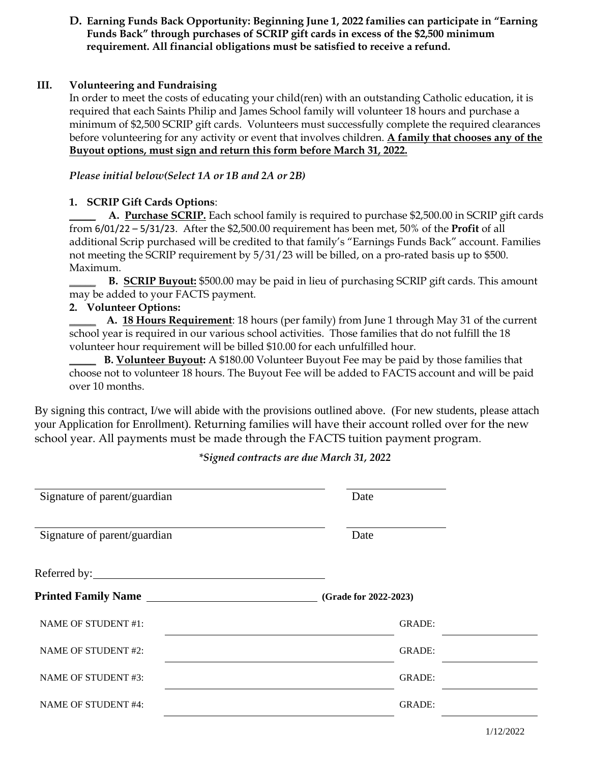**D. Earning Funds Back Opportunity: Beginning June 1, 2022 families can participate in "Earning Funds Back" through purchases of SCRIP gift cards in excess of the $2,500 minimum requirement. All financial obligations must be satisfied to receive a refund.**

## III. Volunteering and Fundraising

In order to meet the costs of educating your child(ren) with an outstanding Catholic education, it is required that each Saints Philip and James School family will volunteer 18 hours and purchase a minimum of $2,500 SCRIP gift cards. Volunteers must successfully complete the required clearances before volunteering for any activity or event that involves children. **A family that chooses any of the Buyout options, must sign and return this form before March 31, 2022.**

*Please initial below(Select 1A or 1B and 2A or 2B)*

**1. SCRIP Gift Cards Options**:

_____ **A. Purchase SCRIP.** Each school family is required to purchase $2,500.00 in SCRIP gift cards from 6/01/22 – 5/31/23. After the $2,500.00 requirement has been met, 50% of the **Profit** of all additional Scrip purchased will be credited to that family's "Earnings Funds Back" account. Families not meeting the SCRIP requirement by 5/31/23 will be billed, on a pro-rated basis up to $500. Maximum.

_____ **B. SCRIP Buyout:** $500.00 may be paid in lieu of purchasing SCRIP gift cards. This amount may be added to your FACTS payment.

**2. Volunteer Options:**

_____ **A. 18 Hours Requirement**: 18 hours (per family) from June 1 through May 31 of the current school year is required in our various school activities. Those families that do not fulfill the 18 volunteer hour requirement will be billed $10.00 for each unfulfilled hour.

_____ **B. Volunteer Buyout:** A $180.00 Volunteer Buyout Fee may be paid by those families that choose not to volunteer 18 hours. The Buyout Fee will be added to FACTS account and will be paid over 10 months.

By signing this contract, I/we will abide with the provisions outlined above. (For new students, please attach your Application for Enrollment). Returning families will have their account rolled over for the new school year. All payments must be made through the FACTS tuition payment program.

***Signed contracts are due March 31, 2022***

______________________________ ______________
Signature of parent/guardian Date

______________________________ ______________
Signature of parent/guardian Date

Referred by: ______________________________

**Printed Family Name** ______________________________ **(Grade for 2022-2023)**

NAME OF STUDENT #1: ______________________________ GRADE: ____________

NAME OF STUDENT #2: ______________________________ GRADE: ____________

NAME OF STUDENT #3: ______________________________ GRADE: ____________

NAME OF STUDENT #4: ______________________________ GRADE: ____________

1/12/2022